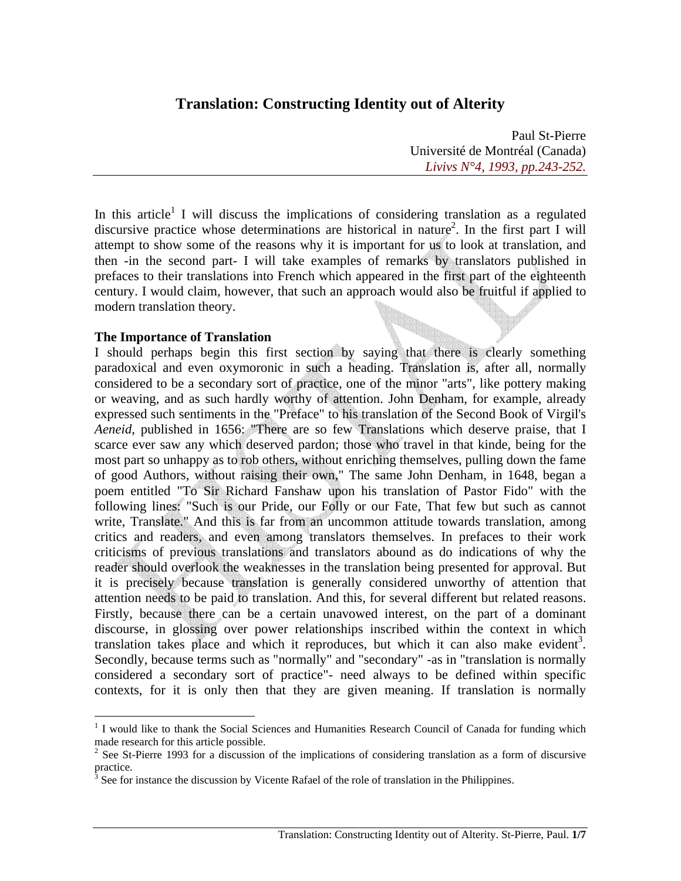# Translation: Constructing Identity out of Alterity

Paul St-Pierre
Université de Montréal (Canada)
*Livivs N°4, 1993, pp.243-252.*

In this article[1] I will discuss the implications of considering translation as a regulated discursive practice whose determinations are historical in nature[2]. In the first part I will attempt to show some of the reasons why it is important for us to look at translation, and then -in the second part- I will take examples of remarks by translators published in prefaces to their translations into French which appeared in the first part of the eighteenth century. I would claim, however, that such an approach would also be fruitful if applied to modern translation theory.

**The Importance of Translation**

I should perhaps begin this first section by saying that there is clearly something paradoxical and even oxymoronic in such a heading. Translation is, after all, normally considered to be a secondary sort of practice, one of the minor "arts", like pottery making or weaving, and as such hardly worthy of attention. John Denham, for example, already expressed such sentiments in the "Preface" to his translation of the Second Book of Virgil's *Aeneid*, published in 1656: "There are so few Translations which deserve praise, that I scarce ever saw any which deserved pardon; those who travel in that kinde, being for the most part so unhappy as to rob others, without enriching themselves, pulling down the fame of good Authors, without raising their own," The same John Denham, in 1648, began a poem entitled "To Sir Richard Fanshaw upon his translation of Pastor Fido" with the following lines: "Such is our Pride, our Folly or our Fate, That few but such as cannot write, Translate." And this is far from an uncommon attitude towards translation, among critics and readers, and even among translators themselves. In prefaces to their work criticisms of previous translations and translators abound as do indications of why the reader should overlook the weaknesses in the translation being presented for approval. But it is precisely because translation is generally considered unworthy of attention that attention needs to be paid to translation. And this, for several different but related reasons. Firstly, because there can be a certain unavowed interest, on the part of a dominant discourse, in glossing over power relationships inscribed within the context in which translation takes place and which it reproduces, but which it can also make evident[3]. Secondly, because terms such as "normally" and "secondary" -as in "translation is normally considered a secondary sort of practice"- need always to be defined within specific contexts, for it is only then that they are given meaning. If translation is normally

[1] I would like to thank the Social Sciences and Humanities Research Council of Canada for funding which made research for this article possible.

[2] See St-Pierre 1993 for a discussion of the implications of considering translation as a form of discursive practice.

[3] See for instance the discussion by Vicente Rafael of the role of translation in the Philippines.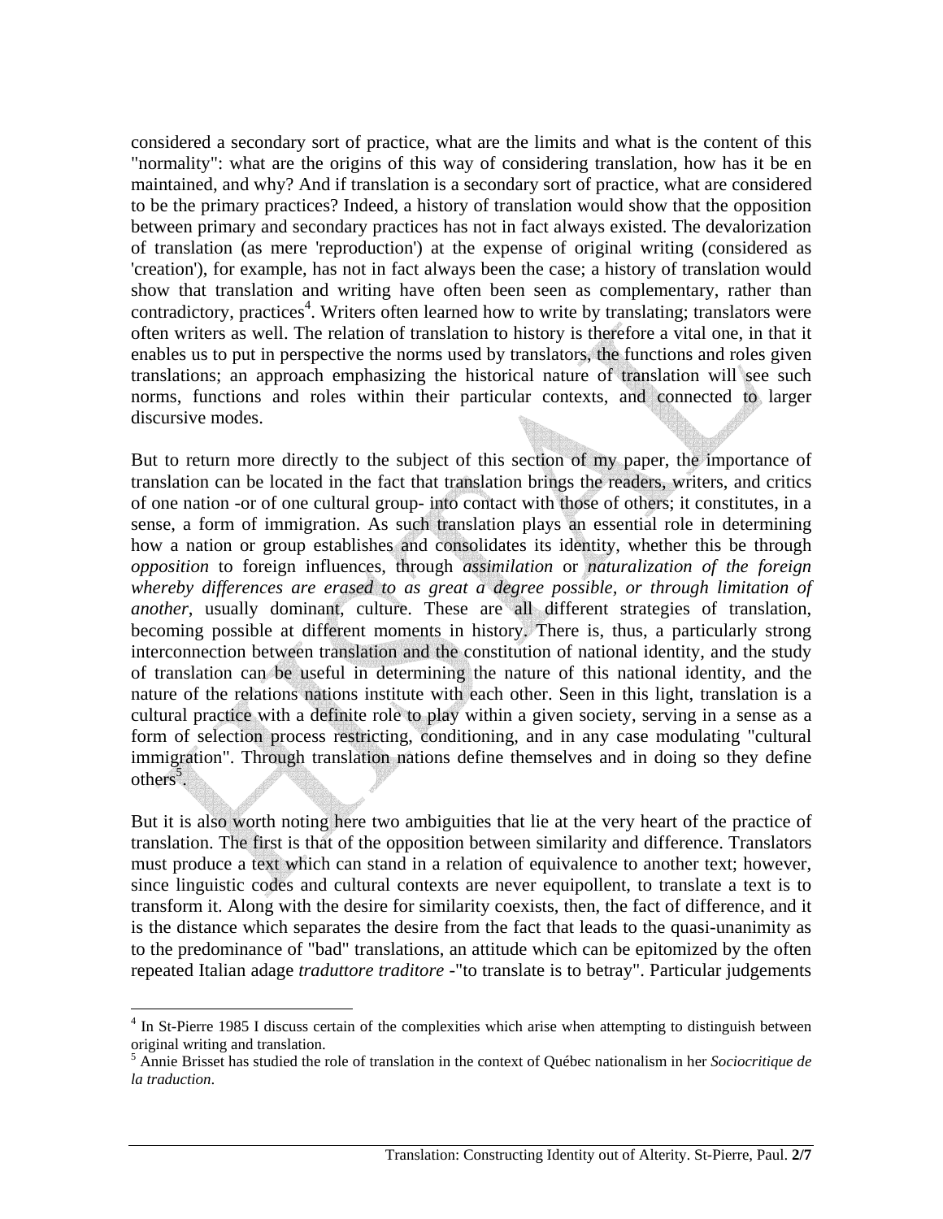considered a secondary sort of practice, what are the limits and what is the content of this "normality": what are the origins of this way of considering translation, how has it be en maintained, and why? And if translation is a secondary sort of practice, what are considered to be the primary practices? Indeed, a history of translation would show that the opposition between primary and secondary practices has not in fact always existed. The devalorization of translation (as mere 'reproduction') at the expense of original writing (considered as 'creation'), for example, has not in fact always been the case; a history of translation would show that translation and writing have often been seen as complementary, rather than contradictory, practices[4]. Writers often learned how to write by translating; translators were often writers as well. The relation of translation to history is therefore a vital one, in that it enables us to put in perspective the norms used by translators, the functions and roles given translations; an approach emphasizing the historical nature of translation will see such norms, functions and roles within their particular contexts, and connected to larger discursive modes.

But to return more directly to the subject of this section of my paper, the importance of translation can be located in the fact that translation brings the readers, writers, and critics of one nation -or of one cultural group- into contact with those of others; it constitutes, in a sense, a form of immigration. As such translation plays an essential role in determining how a nation or group establishes and consolidates its identity, whether this be through *opposition* to foreign influences, through *assimilation* or *naturalization of the foreign whereby differences are erased to as great a degree possible, or through limitation of another*, usually dominant, culture. These are all different strategies of translation, becoming possible at different moments in history. There is, thus, a particularly strong interconnection between translation and the constitution of national identity, and the study of translation can be useful in determining the nature of this national identity, and the nature of the relations nations institute with each other. Seen in this light, translation is a cultural practice with a definite role to play within a given society, serving in a sense as a form of selection process restricting, conditioning, and in any case modulating "cultural immigration". Through translation nations define themselves and in doing so they define others[5].

But it is also worth noting here two ambiguities that lie at the very heart of the practice of translation. The first is that of the opposition between similarity and difference. Translators must produce a text which can stand in a relation of equivalence to another text; however, since linguistic codes and cultural contexts are never equipollent, to translate a text is to transform it. Along with the desire for similarity coexists, then, the fact of difference, and it is the distance which separates the desire from the fact that leads to the quasi-unanimity as to the predominance of "bad" translations, an attitude which can be epitomized by the often repeated Italian adage *traduttore traditore* -"to translate is to betray". Particular judgements

---

[4] In St-Pierre 1985 I discuss certain of the complexities which arise when attempting to distinguish between original writing and translation.

[5] Annie Brisset has studied the role of translation in the context of Québec nationalism in her *Sociocritique de la traduction*.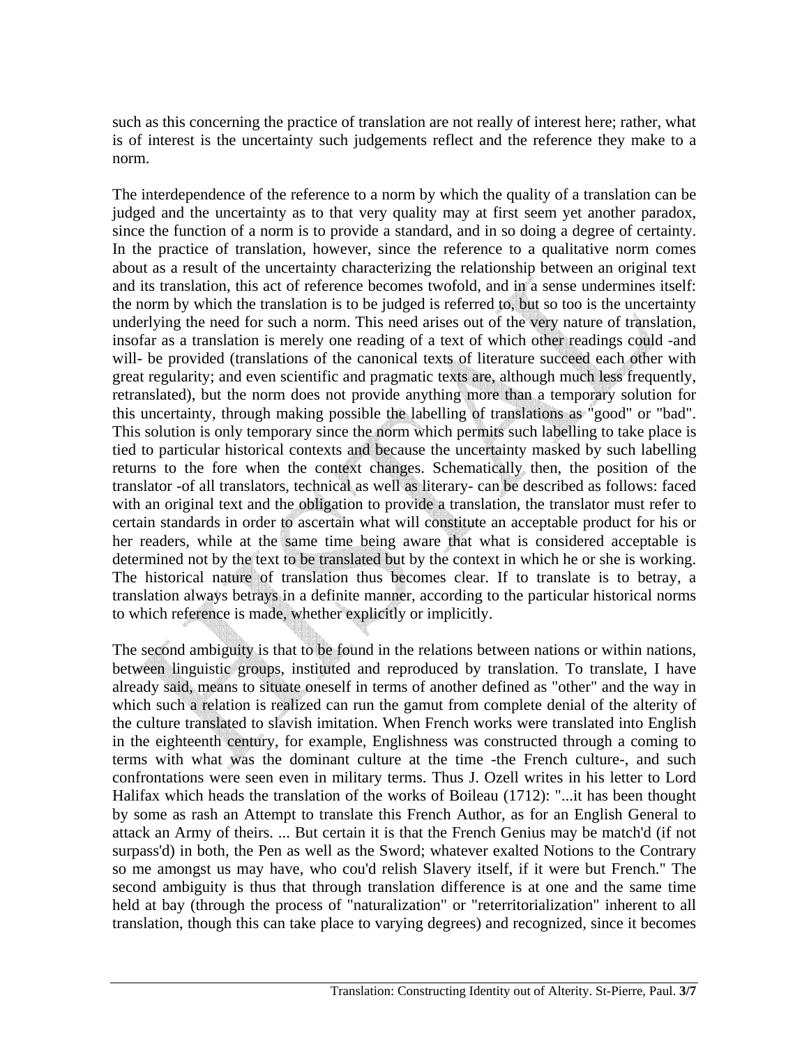such as this concerning the practice of translation are not really of interest here; rather, what is of interest is the uncertainty such judgements reflect and the reference they make to a norm.

The interdependence of the reference to a norm by which the quality of a translation can be judged and the uncertainty as to that very quality may at first seem yet another paradox, since the function of a norm is to provide a standard, and in so doing a degree of certainty. In the practice of translation, however, since the reference to a qualitative norm comes about as a result of the uncertainty characterizing the relationship between an original text and its translation, this act of reference becomes twofold, and in a sense undermines itself: the norm by which the translation is to be judged is referred to, but so too is the uncertainty underlying the need for such a norm. This need arises out of the very nature of translation, insofar as a translation is merely one reading of a text of which other readings could -and will- be provided (translations of the canonical texts of literature succeed each other with great regularity; and even scientific and pragmatic texts are, although much less frequently, retranslated), but the norm does not provide anything more than a temporary solution for this uncertainty, through making possible the labelling of translations as "good" or "bad". This solution is only temporary since the norm which permits such labelling to take place is tied to particular historical contexts and because the uncertainty masked by such labelling returns to the fore when the context changes. Schematically then, the position of the translator -of all translators, technical as well as literary- can be described as follows: faced with an original text and the obligation to provide a translation, the translator must refer to certain standards in order to ascertain what will constitute an acceptable product for his or her readers, while at the same time being aware that what is considered acceptable is determined not by the text to be translated but by the context in which he or she is working. The historical nature of translation thus becomes clear. If to translate is to betray, a translation always betrays in a definite manner, according to the particular historical norms to which reference is made, whether explicitly or implicitly.

The second ambiguity is that to be found in the relations between nations or within nations, between linguistic groups, instituted and reproduced by translation. To translate, I have already said, means to situate oneself in terms of another defined as "other" and the way in which such a relation is realized can run the gamut from complete denial of the alterity of the culture translated to slavish imitation. When French works were translated into English in the eighteenth century, for example, Englishness was constructed through a coming to terms with what was the dominant culture at the time -the French culture-, and such confrontations were seen even in military terms. Thus J. Ozell writes in his letter to Lord Halifax which heads the translation of the works of Boileau (1712): "...it has been thought by some as rash an Attempt to translate this French Author, as for an English General to attack an Army of theirs. ... But certain it is that the French Genius may be match'd (if not surpass'd) in both, the Pen as well as the Sword; whatever exalted Notions to the Contrary so me amongst us may have, who cou'd relish Slavery itself, if it were but French." The second ambiguity is thus that through translation difference is at one and the same time held at bay (through the process of "naturalization" or "reterritorialization" inherent to all translation, though this can take place to varying degrees) and recognized, since it becomes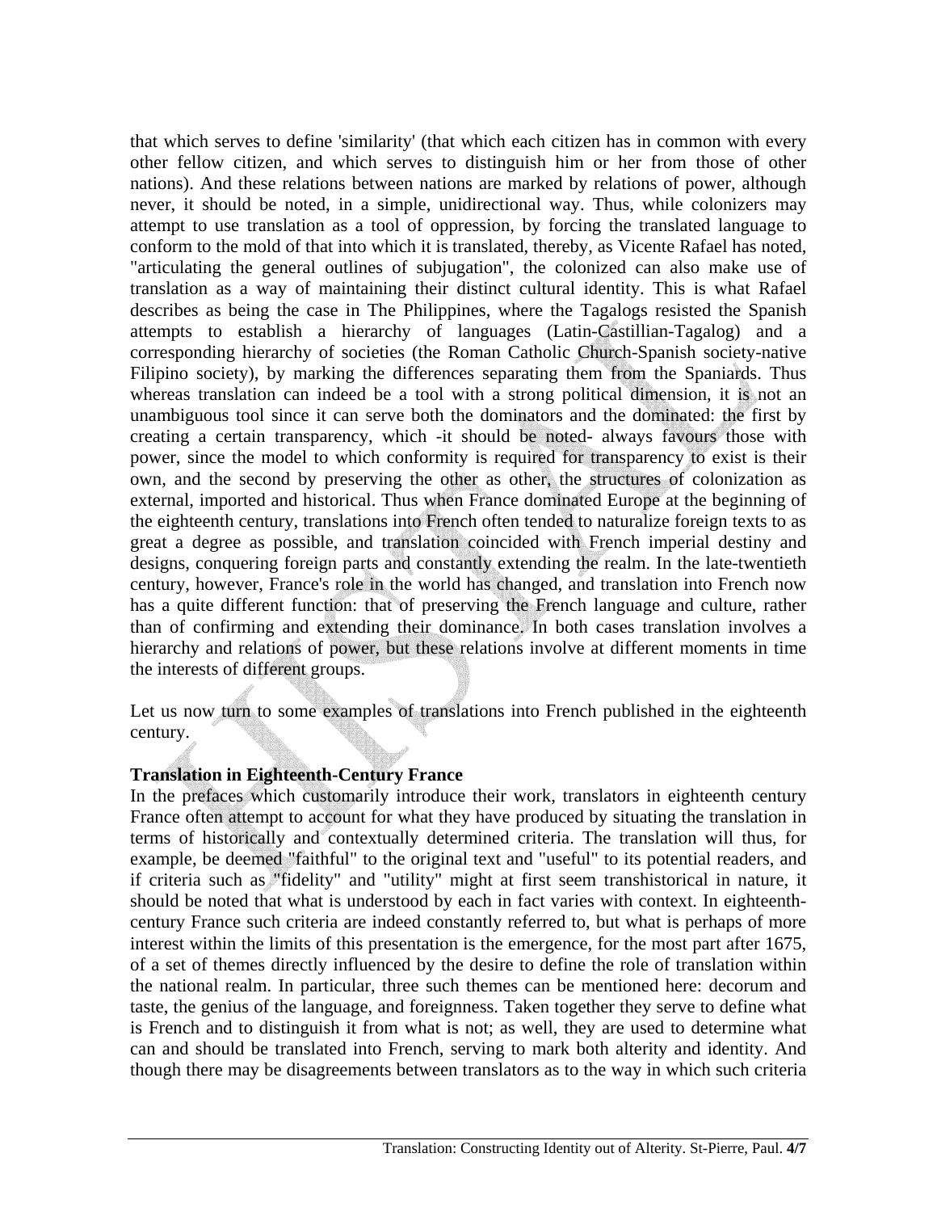that which serves to define 'similarity' (that which each citizen has in common with every other fellow citizen, and which serves to distinguish him or her from those of other nations). And these relations between nations are marked by relations of power, although never, it should be noted, in a simple, unidirectional way. Thus, while colonizers may attempt to use translation as a tool of oppression, by forcing the translated language to conform to the mold of that into which it is translated, thereby, as Vicente Rafael has noted, "articulating the general outlines of subjugation", the colonized can also make use of translation as a way of maintaining their distinct cultural identity. This is what Rafael describes as being the case in The Philippines, where the Tagalogs resisted the Spanish attempts to establish a hierarchy of languages (Latin-Castillian-Tagalog) and a corresponding hierarchy of societies (the Roman Catholic Church-Spanish society-native Filipino society), by marking the differences separating them from the Spaniards. Thus whereas translation can indeed be a tool with a strong political dimension, it is not an unambiguous tool since it can serve both the dominators and the dominated: the first by creating a certain transparency, which -it should be noted- always favours those with power, since the model to which conformity is required for transparency to exist is their own, and the second by preserving the other as other, the structures of colonization as external, imported and historical. Thus when France dominated Europe at the beginning of the eighteenth century, translations into French often tended to naturalize foreign texts to as great a degree as possible, and translation coincided with French imperial destiny and designs, conquering foreign parts and constantly extending the realm. In the late-twentieth century, however, France's role in the world has changed, and translation into French now has a quite different function: that of preserving the French language and culture, rather than of confirming and extending their dominance. In both cases translation involves a hierarchy and relations of power, but these relations involve at different moments in time the interests of different groups.

Let us now turn to some examples of translations into French published in the eighteenth century.

**Translation in Eighteenth-Century France**

In the prefaces which customarily introduce their work, translators in eighteenth century France often attempt to account for what they have produced by situating the translation in terms of historically and contextually determined criteria. The translation will thus, for example, be deemed "faithful" to the original text and "useful" to its potential readers, and if criteria such as "fidelity" and "utility" might at first seem transhistorical in nature, it should be noted that what is understood by each in fact varies with context. In eighteenth-century France such criteria are indeed constantly referred to, but what is perhaps of more interest within the limits of this presentation is the emergence, for the most part after 1675, of a set of themes directly influenced by the desire to define the role of translation within the national realm. In particular, three such themes can be mentioned here: decorum and taste, the genius of the language, and foreignness. Taken together they serve to define what is French and to distinguish it from what is not; as well, they are used to determine what can and should be translated into French, serving to mark both alterity and identity. And though there may be disagreements between translators as to the way in which such criteria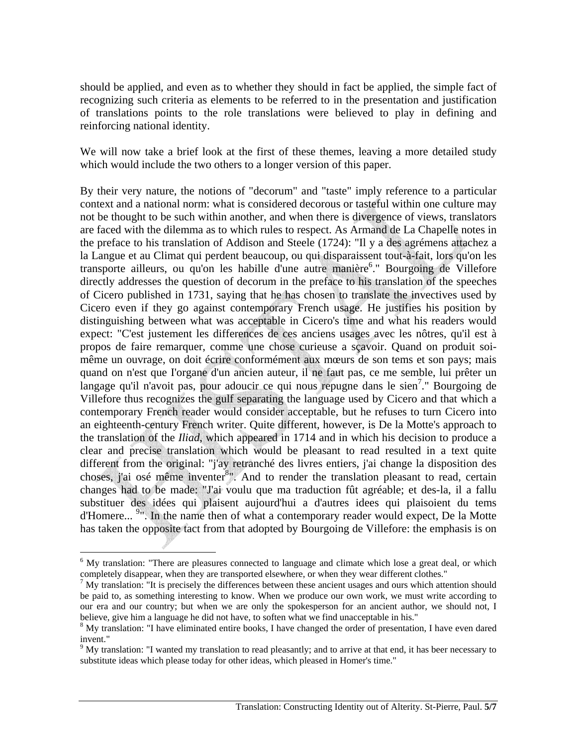should be applied, and even as to whether they should in fact be applied, the simple fact of recognizing such criteria as elements to be referred to in the presentation and justification of translations points to the role translations were believed to play in defining and reinforcing national identity.

We will now take a brief look at the first of these themes, leaving a more detailed study which would include the two others to a longer version of this paper.

By their very nature, the notions of "decorum" and "taste" imply reference to a particular context and a national norm: what is considered decorous or tasteful within one culture may not be thought to be such within another, and when there is divergence of views, translators are faced with the dilemma as to which rules to respect. As Armand de La Chapelle notes in the preface to his translation of Addison and Steele (1724): "Il y a des agrémens attachez a la Langue et au Climat qui perdent beaucoup, ou qui disparaissent tout-à-fait, lors qu'on les transporte ailleurs, ou qu'on les habille d'une autre manière[6]." Bourgoing de Villefore directly addresses the question of decorum in the preface to his translation of the speeches of Cicero published in 1731, saying that he has chosen to translate the invectives used by Cicero even if they go against contemporary French usage. He justifies his position by distinguishing between what was acceptable in Cicero's time and what his readers would expect: "C'est justement les differences de ces anciens usages avec les nôtres, qu'il est à propos de faire remarquer, comme une chose curieuse a sçavoir. Quand on produit soi-même un ouvrage, on doit écrire conformément aux mœurs de son tems et son pays; mais quand on n'est que I'organe d'un ancien auteur, il ne faut pas, ce me semble, lui prêter un langage qu'il n'avoit pas, pour adoucir ce qui nous repugne dans le sien[7]." Bourgoing de Villefore thus recognizes the gulf separating the language used by Cicero and that which a contemporary French reader would consider acceptable, but he refuses to turn Cicero into an eighteenth-century French writer. Quite different, however, is De la Motte's approach to the translation of the *Iliad*, which appeared in 1714 and in which his decision to produce a clear and precise translation which would be pleasant to read resulted in a text quite different from the original: "j'ay retranché des livres entiers, j'ai change la disposition des choses, j'ai osé même inventer[8]". And to render the translation pleasant to read, certain changes had to be made: "J'ai voulu que ma traduction fût agréable; et des-la, il a fallu substituer des idées qui plaisent aujourd'hui a d'autres idees qui plaisoient du tems d'Homere... [9]". In the name then of what a contemporary reader would expect, De la Motte has taken the opposite tact from that adopted by Bourgoing de Villefore: the emphasis is on

---

[6] My translation: "There are pleasures connected to language and climate which lose a great deal, or which completely disappear, when they are transported elsewhere, or when they wear different clothes."

[7] My translation: "It is precisely the differences between these ancient usages and ours which attention should be paid to, as something interesting to know. When we produce our own work, we must write according to our era and our country; but when we are only the spokesperson for an ancient author, we should not, I believe, give him a language he did not have, to soften what we find unacceptable in his."

[8] My translation: "I have eliminated entire books, I have changed the order of presentation, I have even dared invent."

[9] My translation: "I wanted my translation to read pleasantly; and to arrive at that end, it has beer necessary to substitute ideas which please today for other ideas, which pleased in Homer's time."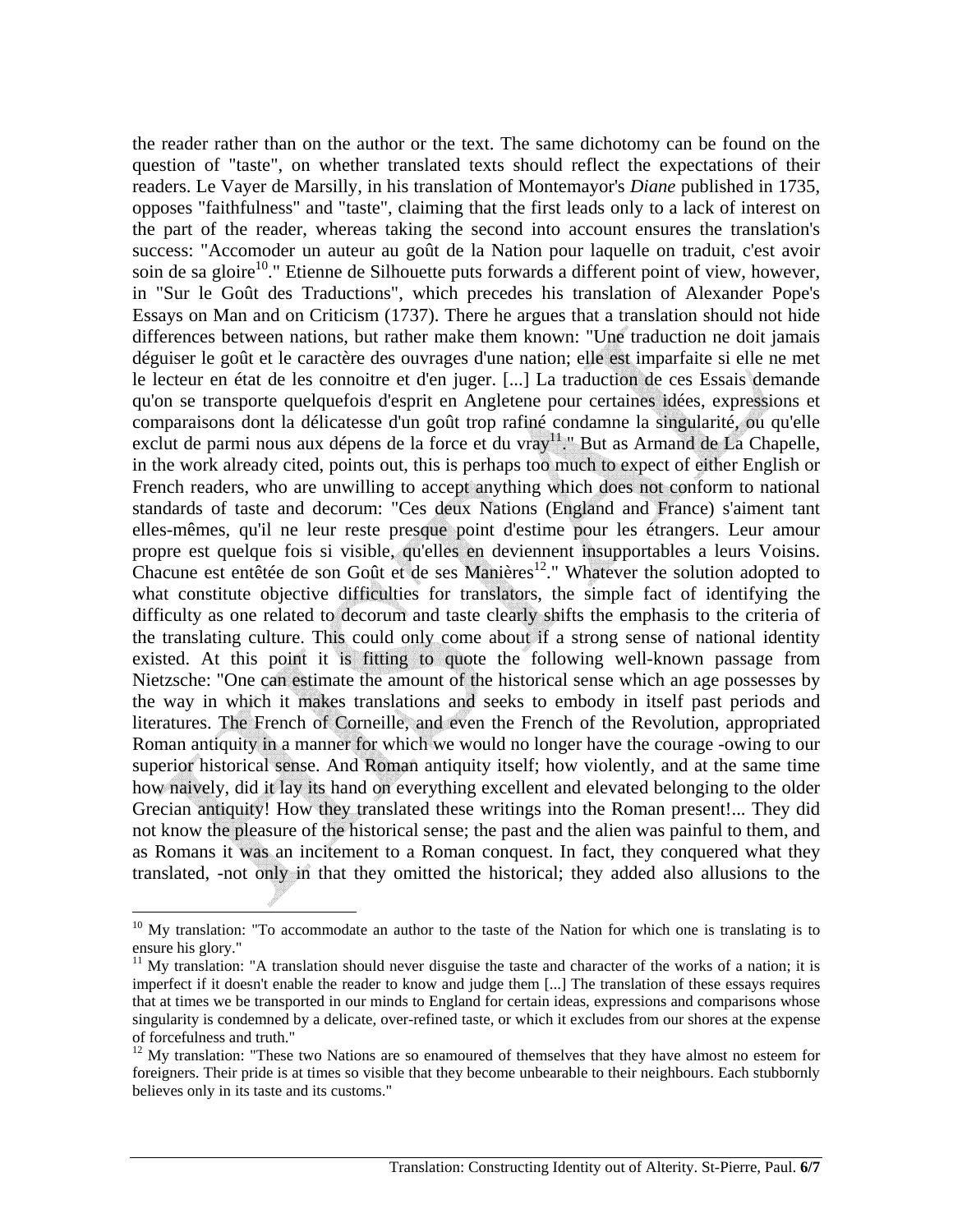the reader rather than on the author or the text. The same dichotomy can be found on the question of "taste", on whether translated texts should reflect the expectations of their readers. Le Vayer de Marsilly, in his translation of Montemayor's *Diane* published in 1735, opposes "faithfulness" and "taste", claiming that the first leads only to a lack of interest on the part of the reader, whereas taking the second into account ensures the translation's success: "Accomoder un auteur au goût de la Nation pour laquelle on traduit, c'est avoir soin de sa gloire[10]." Etienne de Silhouette puts forwards a different point of view, however, in "Sur le Goût des Traductions", which precedes his translation of Alexander Pope's Essays on Man and on Criticism (1737). There he argues that a translation should not hide differences between nations, but rather make them known: "Une traduction ne doit jamais déguiser le goût et le caractère des ouvrages d'une nation; elle est imparfaite si elle ne met le lecteur en état de les connoitre et d'en juger. [...] La traduction de ces Essais demande qu'on se transporte quelquefois d'esprit en Angletene pour certaines idées, expressions et comparaisons dont la délicatesse d'un goût trop rafiné condamne la singularité, ou qu'elle exclut de parmi nous aux dépens de la force et du vray[11]." But as Armand de La Chapelle, in the work already cited, points out, this is perhaps too much to expect of either English or French readers, who are unwilling to accept anything which does not conform to national standards of taste and decorum: "Ces deux Nations (England and France) s'aiment tant elles-mêmes, qu'il ne leur reste presque point d'estime pour les étrangers. Leur amour propre est quelque fois si visible, qu'elles en deviennent insupportables a leurs Voisins. Chacune est entêtée de son Goût et de ses Manières[12]." Whatever the solution adopted to what constitute objective difficulties for translators, the simple fact of identifying the difficulty as one related to decorum and taste clearly shifts the emphasis to the criteria of the translating culture. This could only come about if a strong sense of national identity existed. At this point it is fitting to quote the following well-known passage from Nietzsche: "One can estimate the amount of the historical sense which an age possesses by the way in which it makes translations and seeks to embody in itself past periods and literatures. The French of Corneille, and even the French of the Revolution, appropriated Roman antiquity in a manner for which we would no longer have the courage -owing to our superior historical sense. And Roman antiquity itself; how violently, and at the same time how naively, did it lay its hand on everything excellent and elevated belonging to the older Grecian antiquity! How they translated these writings into the Roman present!... They did not know the pleasure of the historical sense; the past and the alien was painful to them, and as Romans it was an incitement to a Roman conquest. In fact, they conquered what they translated, -not only in that they omitted the historical; they added also allusions to the

---

[10] My translation: "To accommodate an author to the taste of the Nation for which one is translating is to ensure his glory."

[11] My translation: "A translation should never disguise the taste and character of the works of a nation; it is imperfect if it doesn't enable the reader to know and judge them [...] The translation of these essays requires that at times we be transported in our minds to England for certain ideas, expressions and comparisons whose singularity is condemned by a delicate, over-refined taste, or which it excludes from our shores at the expense of forcefulness and truth."

[12] My translation: "These two Nations are so enamoured of themselves that they have almost no esteem for foreigners. Their pride is at times so visible that they become unbearable to their neighbours. Each stubbornly believes only in its taste and its customs."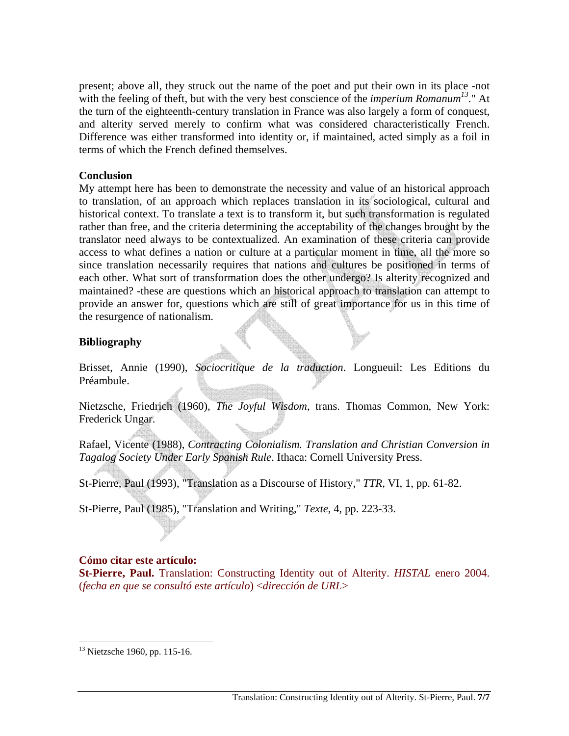present; above all, they struck out the name of the poet and put their own in its place -not with the feeling of theft, but with the very best conscience of the *imperium Romanum*[13]." At the turn of the eighteenth-century translation in France was also largely a form of conquest, and alterity served merely to confirm what was considered characteristically French. Difference was either transformed into identity or, if maintained, acted simply as a foil in terms of which the French defined themselves.

## Conclusion

My attempt here has been to demonstrate the necessity and value of an historical approach to translation, of an approach which replaces translation in its sociological, cultural and historical context. To translate a text is to transform it, but such transformation is regulated rather than free, and the criteria determining the acceptability of the changes brought by the translator need always to be contextualized. An examination of these criteria can provide access to what defines a nation or culture at a particular moment in time, all the more so since translation necessarily requires that nations and cultures be positioned in terms of each other. What sort of transformation does the other undergo? Is alterity recognized and maintained? -these are questions which an historical approach to translation can attempt to provide an answer for, questions which are still of great importance for us in this time of the resurgence of nationalism.

## Bibliography

Brisset, Annie (1990), *Sociocritique de la traduction*. Longueuil: Les Editions du Préambule.

Nietzsche, Friedrich (1960), *The Joyful Wisdom*, trans. Thomas Common, New York: Frederick Ungar.

Rafael, Vicente (1988), *Contracting Colonialism. Translation and Christian Conversion in Tagalog Society Under Early Spanish Rule*. Ithaca: Cornell University Press.

St-Pierre, Paul (1993), "Translation as a Discourse of History," *TTR*, VI, 1, pp. 61-82.

St-Pierre, Paul (1985), "Translation and Writing," *Texte*, 4, pp. 223-33.

**Cómo citar este artículo:**
**St-Pierre, Paul.** Translation: Constructing Identity out of Alterity. *HISTAL* enero 2004. (*fecha en que se consultó este artículo*) <*dirección de URL*>

---

[13] Nietzsche 1960, pp. 115-16.